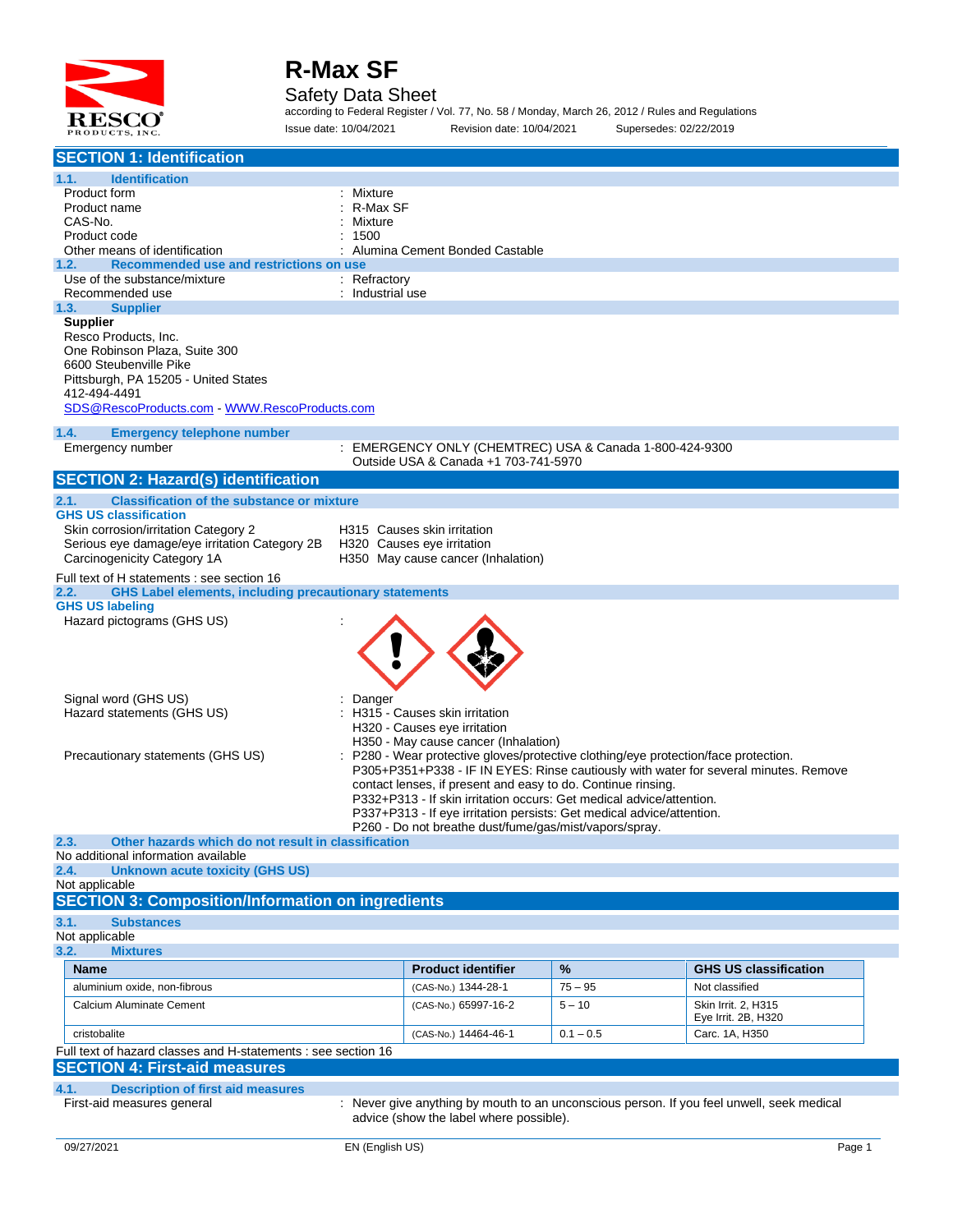# R-Max SF

## Safety Data Sheet

according to Federal Register / Vol. 77, No. 58 / Monday, March 26, 2012 / Rules and Regulations

Issue date: 10/04/2021 Revision date: 10/04/2021 Supersedes: 02/22/2019

## SECTION 1: Identification

### 1.1. Identification

| | |
|---|---|
| Product form | : Mixture |
| Product name | : R-Max SF |
| CAS-No. | : Mixture |
| Product code | : 1500 |
| Other means of identification | : Alumina Cement Bonded Castable |

### 1.2. Recommended use and restrictions on use

| | |
|---|---|
| Use of the substance/mixture | : Refractory |
| Recommended use | : Industrial use |

### 1.3. Supplier

**Supplier**
Resco Products, Inc.
One Robinson Plaza, Suite 300
6600 Steubenville Pike
Pittsburgh, PA 15205 - United States
412-494-4491
SDS@RescoProducts.com - WWW.RescoProducts.com

### 1.4. Emergency telephone number

Emergency number : EMERGENCY ONLY (CHEMTREC) USA & Canada 1-800-424-9300
Outside USA & Canada +1 703-741-5970

## SECTION 2: Hazard(s) identification

### 2.1. Classification of the substance or mixture

**GHS US classification**

| | |
|---|---|
| Skin corrosion/irritation Category 2 | H315 Causes skin irritation |
| Serious eye damage/eye irritation Category 2B | H320 Causes eye irritation |
| Carcinogenicity Category 1A | H350 May cause cancer (Inhalation) |

Full text of H statements : see section 16

### 2.2. GHS Label elements, including precautionary statements

**GHS US labeling**

Hazard pictograms (GHS US) :

Signal word (GHS US) : Danger

Hazard statements (GHS US) :
- H315 - Causes skin irritation
- H320 - Causes eye irritation
- H350 - May cause cancer (Inhalation)

Precautionary statements (GHS US) :
- P280 - Wear protective gloves/protective clothing/eye protection/face protection.
- P305+P351+P338 - IF IN EYES: Rinse cautiously with water for several minutes. Remove contact lenses, if present and easy to do. Continue rinsing.
- P332+P313 - If skin irritation occurs: Get medical advice/attention.
- P337+P313 - If eye irritation persists: Get medical advice/attention.
- P260 - Do not breathe dust/fume/gas/mist/vapors/spray.

### 2.3. Other hazards which do not result in classification

No additional information available

### 2.4. Unknown acute toxicity (GHS US)

Not applicable

## SECTION 3: Composition/Information on ingredients

### 3.1. Substances

Not applicable

### 3.2. Mixtures

| Name | Product identifier | % | GHS US classification |
|---|---|---|---|
| aluminium oxide, non-fibrous | (CAS-No.) 1344-28-1 | 75 – 95 | Not classified |
| Calcium Aluminate Cement | (CAS-No.) 65997-16-2 | 5 – 10 | Skin Irrit. 2, H315<br>Eye Irrit. 2B, H320 |
| cristobalite | (CAS-No.) 14464-46-1 | 0.1 – 0.5 | Carc. 1A, H350 |

Full text of hazard classes and H-statements : see section 16

## SECTION 4: First-aid measures

### 4.1. Description of first aid measures

First-aid measures general : Never give anything by mouth to an unconscious person. If you feel unwell, seek medical advice (show the label where possible).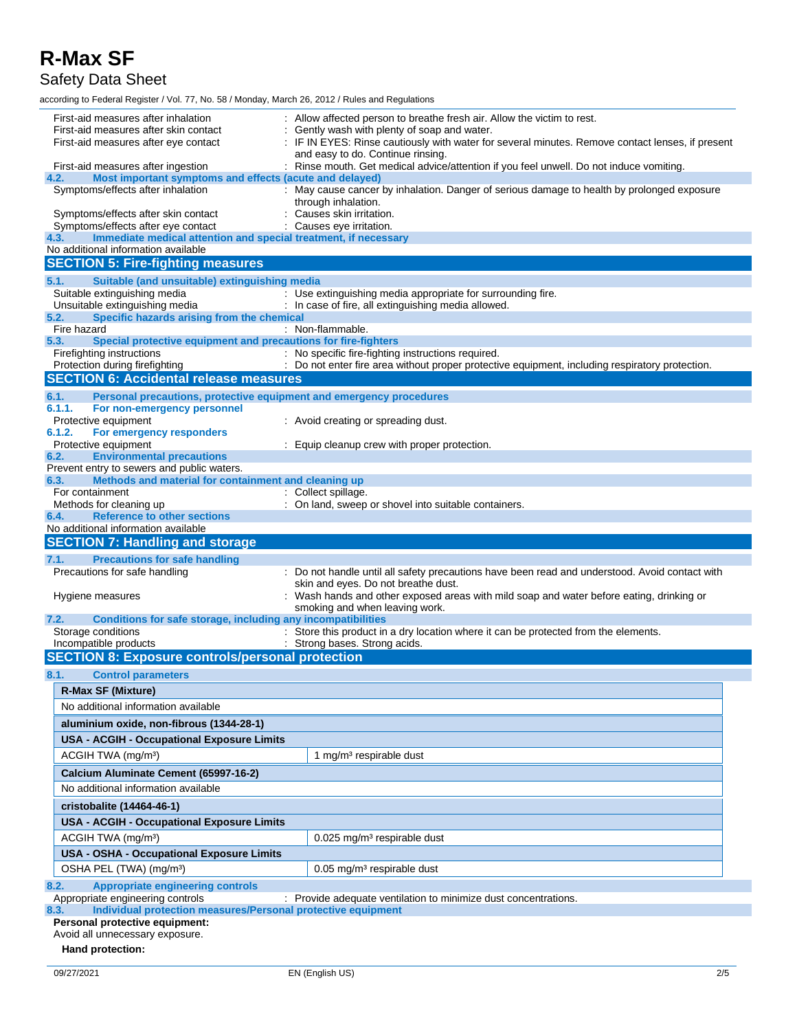First-aid measures after inhalation : Allow affected person to breathe fresh air. Allow the victim to rest.

First-aid measures after skin contact : Gently wash with plenty of soap and water.

First-aid measures after eye contact : IF IN EYES: Rinse cautiously with water for several minutes. Remove contact lenses, if present and easy to do. Continue rinsing.

First-aid measures after ingestion : Rinse mouth. Get medical advice/attention if you feel unwell. Do not induce vomiting.

### 4.2. Most important symptoms and effects (acute and delayed)

Symptoms/effects after inhalation : May cause cancer by inhalation. Danger of serious damage to health by prolonged exposure through inhalation.

Symptoms/effects after skin contact : Causes skin irritation.

Symptoms/effects after eye contact : Causes eye irritation.

### 4.3. Immediate medical attention and special treatment, if necessary

No additional information available

## SECTION 5: Fire-fighting measures

### 5.1. Suitable (and unsuitable) extinguishing media

Suitable extinguishing media : Use extinguishing media appropriate for surrounding fire.

Unsuitable extinguishing media : In case of fire, all extinguishing media allowed.

### 5.2. Specific hazards arising from the chemical

Fire hazard : Non-flammable.

### 5.3. Special protective equipment and precautions for fire-fighters

Firefighting instructions : No specific fire-fighting instructions required.

Protection during firefighting : Do not enter fire area without proper protective equipment, including respiratory protection.

## SECTION 6: Accidental release measures

### 6.1. Personal precautions, protective equipment and emergency procedures

#### 6.1.1. For non-emergency personnel

Protective equipment : Avoid creating or spreading dust.

#### 6.1.2. For emergency responders

Protective equipment : Equip cleanup crew with proper protection.

### 6.2. Environmental precautions

Prevent entry to sewers and public waters.

### 6.3. Methods and material for containment and cleaning up

For containment : Collect spillage.

Methods for cleaning up : On land, sweep or shovel into suitable containers.

### 6.4. Reference to other sections

No additional information available

## SECTION 7: Handling and storage

### 7.1. Precautions for safe handling

Precautions for safe handling : Do not handle until all safety precautions have been read and understood. Avoid contact with skin and eyes. Do not breathe dust.

Hygiene measures : Wash hands and other exposed areas with mild soap and water before eating, drinking or smoking and when leaving work.

### 7.2. Conditions for safe storage, including any incompatibilities

Storage conditions : Store this product in a dry location where it can be protected from the elements.

Incompatible products : Strong bases. Strong acids.

## SECTION 8: Exposure controls/personal protection

### 8.1. Control parameters

| **R-Max SF (Mixture)** | |
|---|---|
| No additional information available | |
| **aluminium oxide, non-fibrous (1344-28-1)** | |
| **USA - ACGIH - Occupational Exposure Limits** | |
| ACGIH TWA (mg/m³) | 1 mg/m³ respirable dust |
| **Calcium Aluminate Cement (65997-16-2)** | |
| No additional information available | |
| **cristobalite (14464-46-1)** | |
| **USA - ACGIH - Occupational Exposure Limits** | |
| ACGIH TWA (mg/m³) | 0.025 mg/m³ respirable dust |
| **USA - OSHA - Occupational Exposure Limits** | |
| OSHA PEL (TWA) (mg/m³) | 0.05 mg/m³ respirable dust |

### 8.2. Appropriate engineering controls

Appropriate engineering controls : Provide adequate ventilation to minimize dust concentrations.

### 8.3. Individual protection measures/Personal protective equipment

**Personal protective equipment:**

Avoid all unnecessary exposure.

**Hand protection:**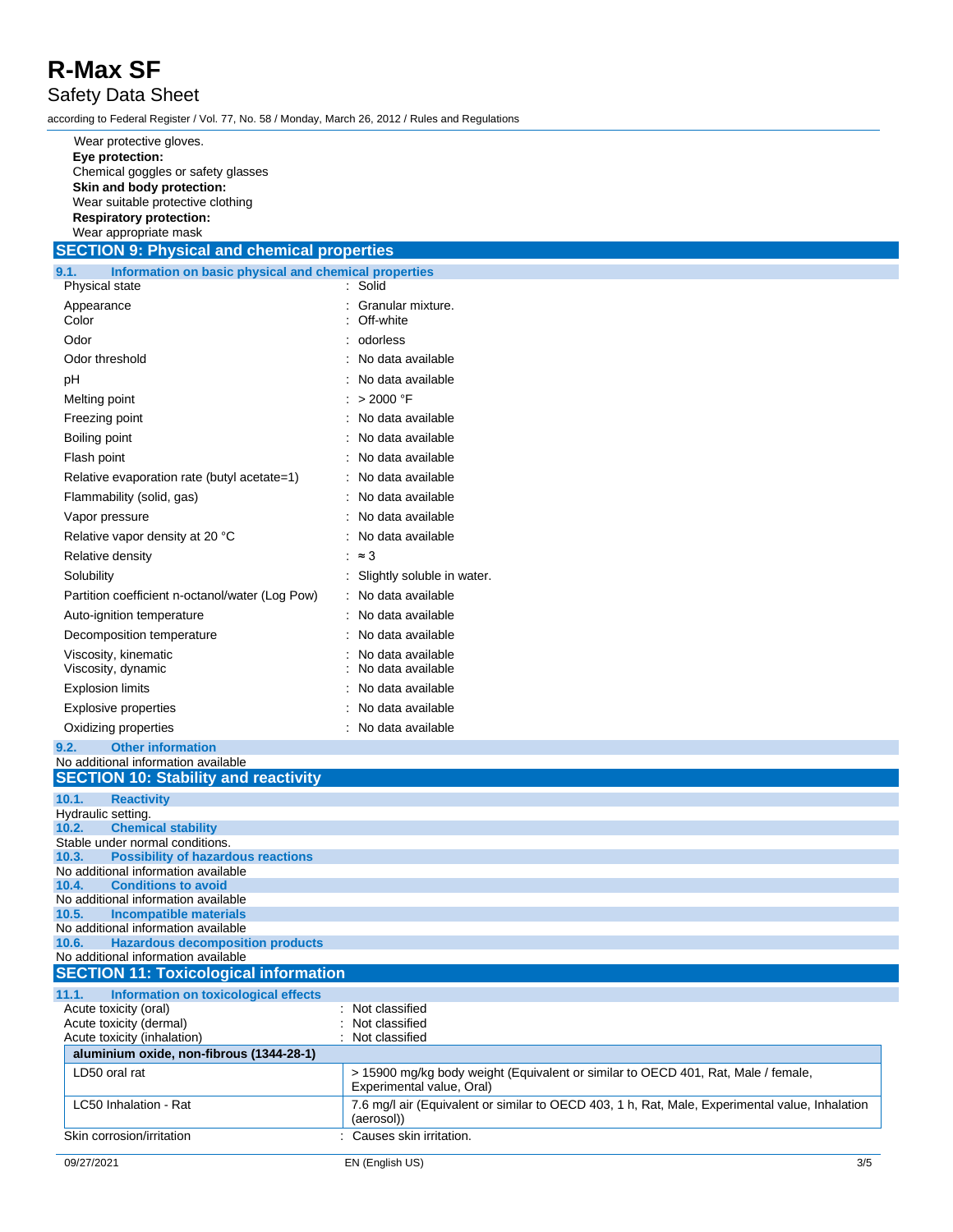Wear protective gloves.

**Eye protection:**

Chemical goggles or safety glasses

**Skin and body protection:**

Wear suitable protective clothing

**Respiratory protection:**

Wear appropriate mask

## SECTION 9: Physical and chemical properties

### 9.1. Information on basic physical and chemical properties

| Property | Value |
|---|---|
| Physical state | : Solid |
| Appearance | : Granular mixture. |
| Color | : Off-white |
| Odor | : odorless |
| Odor threshold | : No data available |
| pH | : No data available |
| Melting point | : > 2000 °F |
| Freezing point | : No data available |
| Boiling point | : No data available |
| Flash point | : No data available |
| Relative evaporation rate (butyl acetate=1) | : No data available |
| Flammability (solid, gas) | : No data available |
| Vapor pressure | : No data available |
| Relative vapor density at 20 °C | : No data available |
| Relative density | : ≈ 3 |
| Solubility | : Slightly soluble in water. |
| Partition coefficient n-octanol/water (Log Pow) | : No data available |
| Auto-ignition temperature | : No data available |
| Decomposition temperature | : No data available |
| Viscosity, kinematic | : No data available |
| Viscosity, dynamic | : No data available |
| Explosion limits | : No data available |
| Explosive properties | : No data available |
| Oxidizing properties | : No data available |

### 9.2. Other information

No additional information available

## SECTION 10: Stability and reactivity

### 10.1. Reactivity

Hydraulic setting.

### 10.2. Chemical stability

Stable under normal conditions.

### 10.3. Possibility of hazardous reactions

No additional information available

### 10.4. Conditions to avoid

No additional information available

### 10.5. Incompatible materials

No additional information available

### 10.6. Hazardous decomposition products

No additional information available

## SECTION 11: Toxicological information

### 11.1. Information on toxicological effects

Acute toxicity (oral) : Not classified

Acute toxicity (dermal) : Not classified

Acute toxicity (inhalation) : Not classified

| aluminium oxide, non-fibrous (1344-28-1) | |
|---|---|
| LD50 oral rat | > 15900 mg/kg body weight (Equivalent or similar to OECD 401, Rat, Male / female, Experimental value, Oral) |
| LC50 Inhalation - Rat | 7.6 mg/l air (Equivalent or similar to OECD 403, 1 h, Rat, Male, Experimental value, Inhalation (aerosol)) |

Skin corrosion/irritation : Causes skin irritation.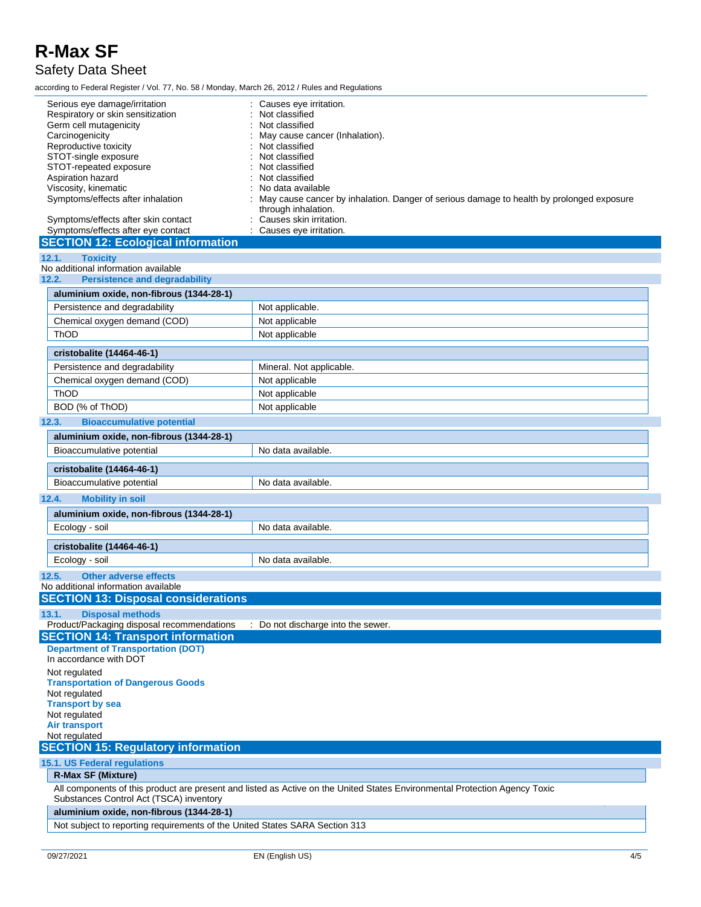| | |
|---|---|
| Serious eye damage/irritation | : Causes eye irritation. |
| Respiratory or skin sensitization | : Not classified |
| Germ cell mutagenicity | : Not classified |
| Carcinogenicity | : May cause cancer (Inhalation). |
| Reproductive toxicity | : Not classified |
| STOT-single exposure | : Not classified |
| STOT-repeated exposure | : Not classified |
| Aspiration hazard | : Not classified |
| Viscosity, kinematic | : No data available |
| Symptoms/effects after inhalation | : May cause cancer by inhalation. Danger of serious damage to health by prolonged exposure through inhalation. |
| Symptoms/effects after skin contact | : Causes skin irritation. |
| Symptoms/effects after eye contact | : Causes eye irritation. |

## SECTION 12: Ecological information

### 12.1. Toxicity

No additional information available

### 12.2. Persistence and degradability

| aluminium oxide, non-fibrous (1344-28-1) | |
|---|---|
| Persistence and degradability | Not applicable. |
| Chemical oxygen demand (COD) | Not applicable |
| ThOD | Not applicable |

| cristobalite (14464-46-1) | |
|---|---|
| Persistence and degradability | Mineral. Not applicable. |
| Chemical oxygen demand (COD) | Not applicable |
| ThOD | Not applicable |
| BOD (% of ThOD) | Not applicable |

### 12.3. Bioaccumulative potential

| aluminium oxide, non-fibrous (1344-28-1) | |
|---|---|
| Bioaccumulative potential | No data available. |

| cristobalite (14464-46-1) | |
|---|---|
| Bioaccumulative potential | No data available. |

### 12.4. Mobility in soil

| aluminium oxide, non-fibrous (1344-28-1) | |
|---|---|
| Ecology - soil | No data available. |

| cristobalite (14464-46-1) | |
|---|---|
| Ecology - soil | No data available. |

### 12.5. Other adverse effects

No additional information available

## SECTION 13: Disposal considerations

### 13.1. Disposal methods

Product/Packaging disposal recommendations : Do not discharge into the sewer.

## SECTION 14: Transport information

**Department of Transportation (DOT)**

In accordance with DOT

Not regulated

**Transportation of Dangerous Goods**

Not regulated

**Transport by sea**

Not regulated

**Air transport**

Not regulated

## SECTION 15: Regulatory information

### 15.1. US Federal regulations

| R-Max SF (Mixture) |
|---|
| All components of this product are present and listed as Active on the United States Environmental Protection Agency Toxic Substances Control Act (TSCA) inventory |

| aluminium oxide, non-fibrous (1344-28-1) |
|---|
| Not subject to reporting requirements of the United States SARA Section 313 |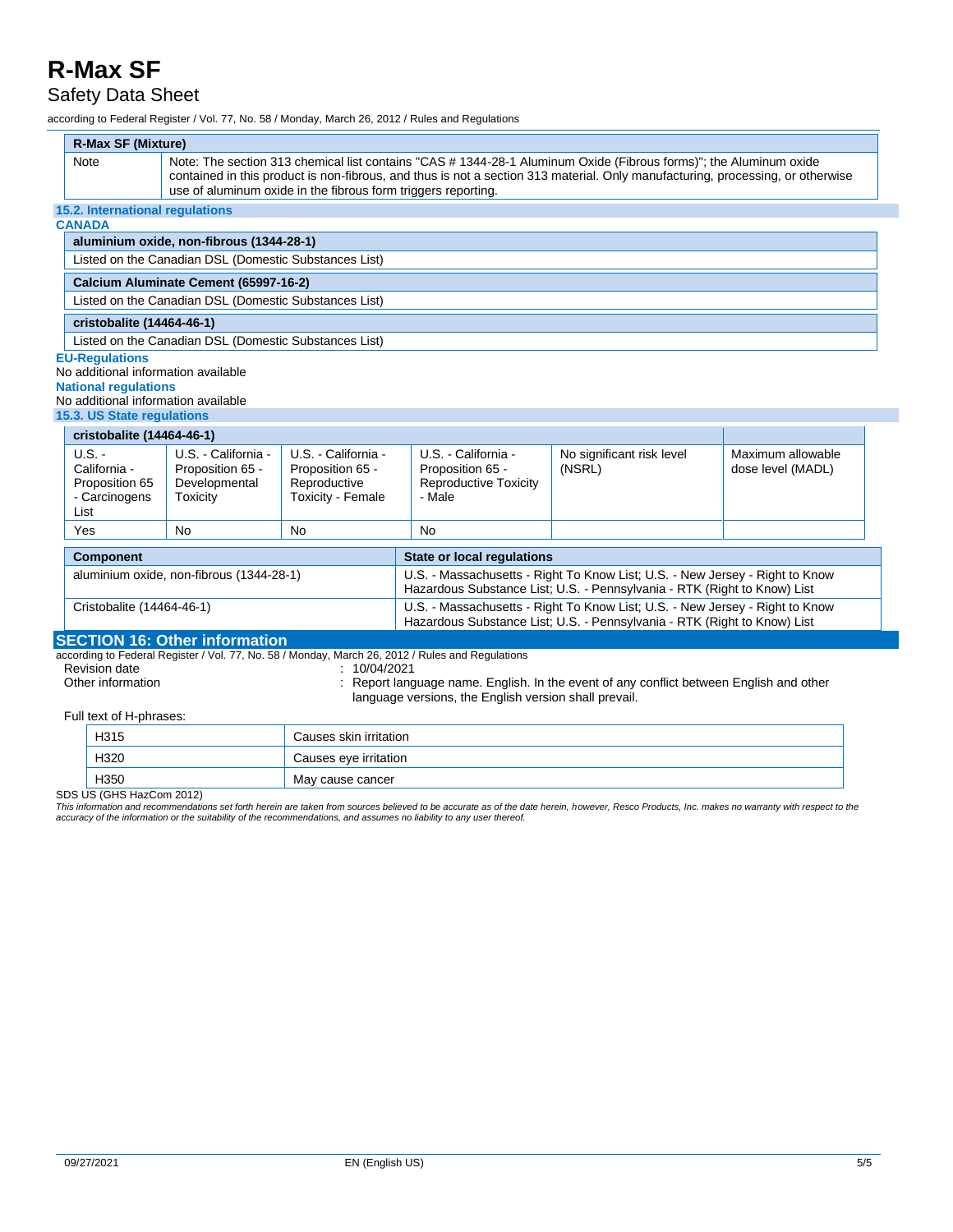| R-Max SF (Mixture) | |
| --- | --- |
| Note | Note: The section 313 chemical list contains "CAS # 1344-28-1 Aluminum Oxide (Fibrous forms)"; the Aluminum oxide contained in this product is non-fibrous, and thus is not a section 313 material. Only manufacturing, processing, or otherwise use of aluminum oxide in the fibrous form triggers reporting. |

### 15.2. International regulations

**CANADA**

| aluminium oxide, non-fibrous (1344-28-1) |
| --- |
| Listed on the Canadian DSL (Domestic Substances List) |

| Calcium Aluminate Cement (65997-16-2) |
| --- |
| Listed on the Canadian DSL (Domestic Substances List) |

| cristobalite (14464-46-1) |
| --- |
| Listed on the Canadian DSL (Domestic Substances List) |

**EU-Regulations**

No additional information available

**National regulations**

No additional information available

### 15.3. US State regulations

| cristobalite (14464-46-1) | | | | | |
| --- | --- | --- | --- | --- | --- |
| U.S. - California - Proposition 65 - Carcinogens List | U.S. - California - Proposition 65 - Developmental Toxicity | U.S. - California - Proposition 65 - Reproductive Toxicity - Female | U.S. - California - Proposition 65 - Reproductive Toxicity - Male | No significant risk level (NSRL) | Maximum allowable dose level (MADL) |
| Yes | No | No | No | | |

| Component | State or local regulations |
| --- | --- |
| aluminium oxide, non-fibrous (1344-28-1) | U.S. - Massachusetts - Right To Know List; U.S. - New Jersey - Right to Know Hazardous Substance List; U.S. - Pennsylvania - RTK (Right to Know) List |
| Cristobalite (14464-46-1) | U.S. - Massachusetts - Right To Know List; U.S. - New Jersey - Right to Know Hazardous Substance List; U.S. - Pennsylvania - RTK (Right to Know) List |

## SECTION 16: Other information

according to Federal Register / Vol. 77, No. 58 / Monday, March 26, 2012 / Rules and Regulations

Revision date : 10/04/2021

Other information : Report language name. English. In the event of any conflict between English and other language versions, the English version shall prevail.

Full text of H-phrases:

| | |
| --- | --- |
| H315 | Causes skin irritation |
| H320 | Causes eye irritation |
| H350 | May cause cancer |

SDS US (GHS HazCom 2012)

*This information and recommendations set forth herein are taken from sources believed to be accurate as of the date herein, however, Resco Products, Inc. makes no warranty with respect to the accuracy of the information or the suitability of the recommendations, and assumes no liability to any user thereof.*